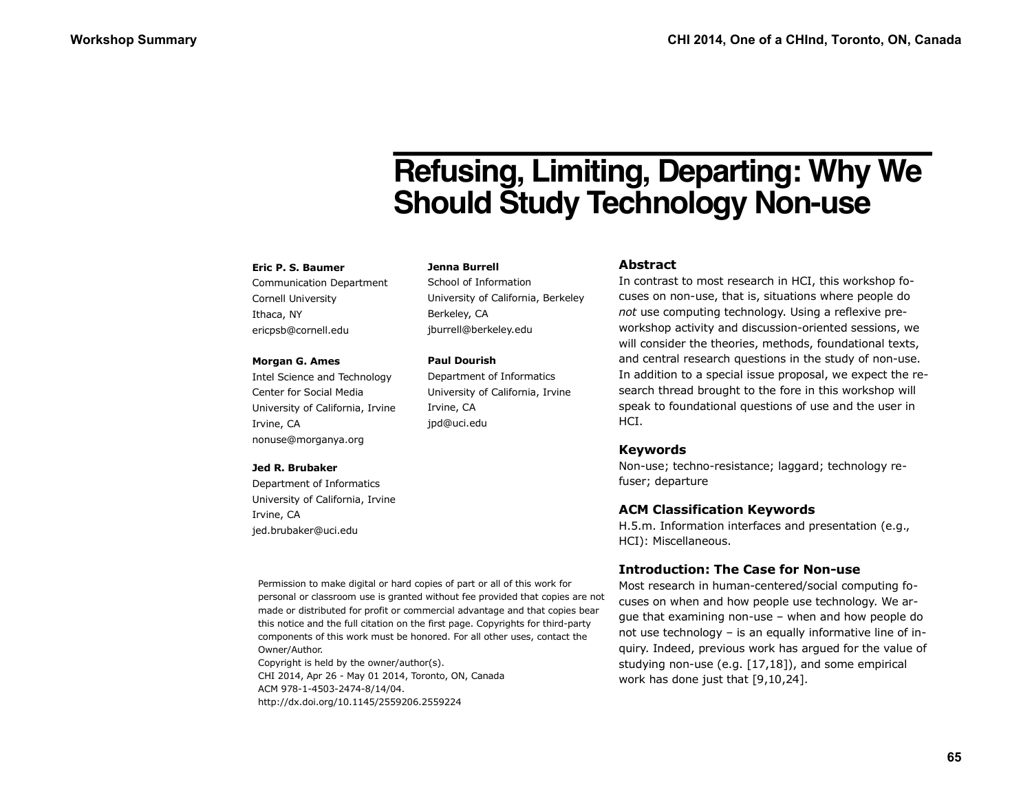# Refusing, Limiting, Departing: Why We Should Study Technology Non-use

**Eric P. S. Baumer**
Communication Department
Cornell University
Ithaca, NY
ericpsb@cornell.edu

**Morgan G. Ames**
Intel Science and Technology
Center for Social Media
University of California, Irvine
Irvine, CA
nonuse@morganya.org

**Jed R. Brubaker**
Department of Informatics
University of California, Irvine
Irvine, CA
jed.brubaker@uci.edu

**Jenna Burrell**
School of Information
University of California, Berkeley
Berkeley, CA
jburrell@berkeley.edu

**Paul Dourish**
Department of Informatics
University of California, Irvine
Irvine, CA
jpd@uci.edu

Permission to make digital or hard copies of part or all of this work for personal or classroom use is granted without fee provided that copies are not made or distributed for profit or commercial advantage and that copies bear this notice and the full citation on the first page. Copyrights for third-party components of this work must be honored. For all other uses, contact the Owner/Author.
Copyright is held by the owner/author(s).
CHI 2014, Apr 26 - May 01 2014, Toronto, ON, Canada
ACM 978-1-4503-2474-8/14/04.
http://dx.doi.org/10.1145/2559206.2559224

## Abstract

In contrast to most research in HCI, this workshop focuses on non-use, that is, situations where people do *not* use computing technology. Using a reflexive pre-workshop activity and discussion-oriented sessions, we will consider the theories, methods, foundational texts, and central research questions in the study of non-use. In addition to a special issue proposal, we expect the research thread brought to the fore in this workshop will speak to foundational questions of use and the user in HCI.

## Keywords

Non-use; techno-resistance; laggard; technology refuser; departure

## ACM Classification Keywords

H.5.m. Information interfaces and presentation (e.g., HCI): Miscellaneous.

## Introduction: The Case for Non-use

Most research in human-centered/social computing focuses on when and how people use technology. We argue that examining non-use – when and how people do not use technology – is an equally informative line of inquiry. Indeed, previous work has argued for the value of studying non-use (e.g. [17,18]), and some empirical work has done just that [9,10,24].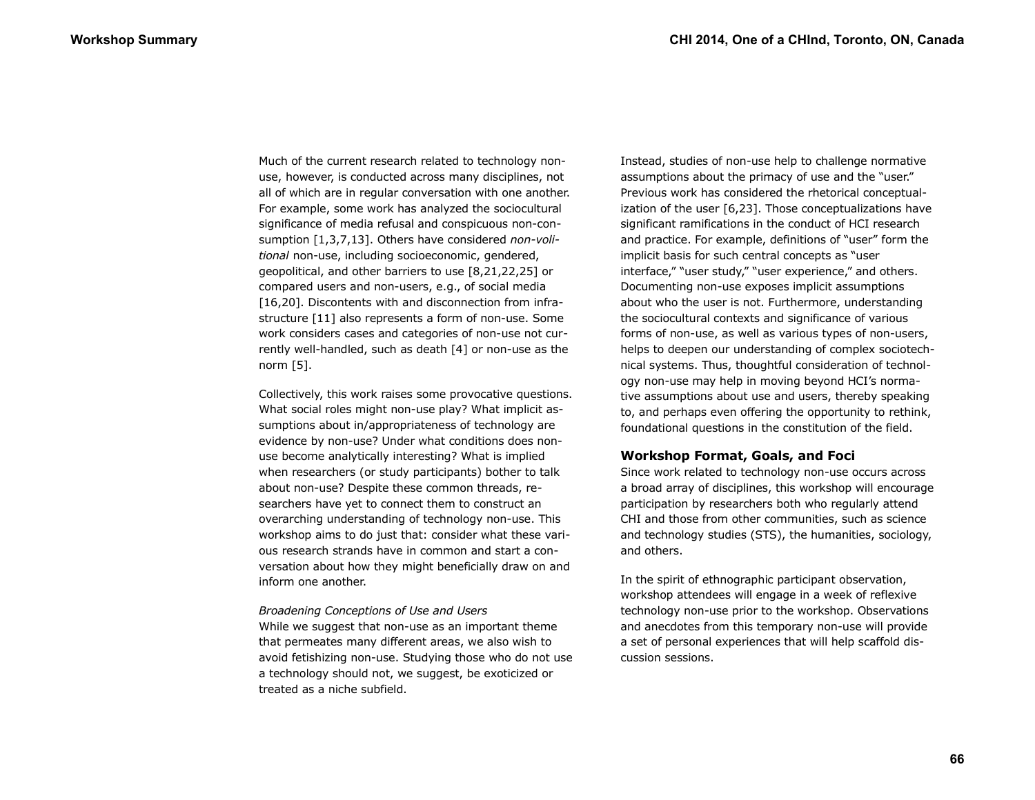Much of the current research related to technology non-use, however, is conducted across many disciplines, not all of which are in regular conversation with one another. For example, some work has analyzed the sociocultural significance of media refusal and conspicuous non-consumption [1,3,7,13]. Others have considered *non-volitional* non-use, including socioeconomic, gendered, geopolitical, and other barriers to use [8,21,22,25] or compared users and non-users, e.g., of social media [16,20]. Discontents with and disconnection from infrastructure [11] also represents a form of non-use. Some work considers cases and categories of non-use not currently well-handled, such as death [4] or non-use as the norm [5].

Collectively, this work raises some provocative questions. What social roles might non-use play? What implicit assumptions about in/appropriateness of technology are evidence by non-use? Under what conditions does non-use become analytically interesting? What is implied when researchers (or study participants) bother to talk about non-use? Despite these common threads, researchers have yet to connect them to construct an overarching understanding of technology non-use. This workshop aims to do just that: consider what these various research strands have in common and start a conversation about how they might beneficially draw on and inform one another.

*Broadening Conceptions of Use and Users*

While we suggest that non-use as an important theme that permeates many different areas, we also wish to avoid fetishizing non-use. Studying those who do not use a technology should not, we suggest, be exoticized or treated as a niche subfield.

Instead, studies of non-use help to challenge normative assumptions about the primacy of use and the "user." Previous work has considered the rhetorical conceptualization of the user [6,23]. Those conceptualizations have significant ramifications in the conduct of HCI research and practice. For example, definitions of "user" form the implicit basis for such central concepts as "user interface," "user study," "user experience," and others. Documenting non-use exposes implicit assumptions about who the user is not. Furthermore, understanding the sociocultural contexts and significance of various forms of non-use, as well as various types of non-users, helps to deepen our understanding of complex sociotechnical systems. Thus, thoughtful consideration of technology non-use may help in moving beyond HCI's normative assumptions about use and users, thereby speaking to, and perhaps even offering the opportunity to rethink, foundational questions in the constitution of the field.

### Workshop Format, Goals, and Foci

Since work related to technology non-use occurs across a broad array of disciplines, this workshop will encourage participation by researchers both who regularly attend CHI and those from other communities, such as science and technology studies (STS), the humanities, sociology, and others.

In the spirit of ethnographic participant observation, workshop attendees will engage in a week of reflexive technology non-use prior to the workshop. Observations and anecdotes from this temporary non-use will provide a set of personal experiences that will help scaffold discussion sessions.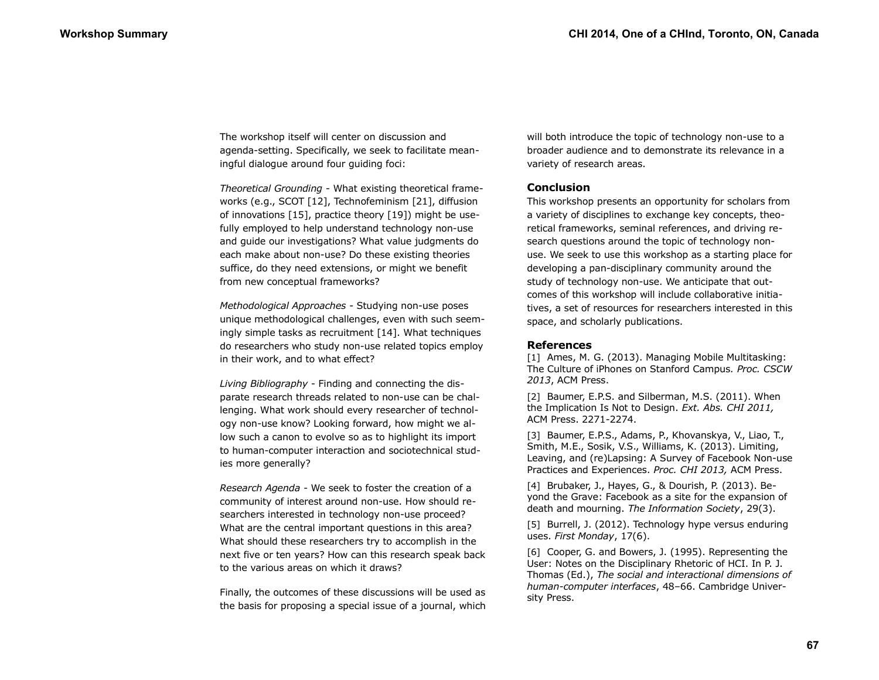The workshop itself will center on discussion and agenda-setting. Specifically, we seek to facilitate meaningful dialogue around four guiding foci:

*Theoretical Grounding* - What existing theoretical frameworks (e.g., SCOT [12], Technofeminism [21], diffusion of innovations [15], practice theory [19]) might be usefully employed to help understand technology non-use and guide our investigations? What value judgments do each make about non-use? Do these existing theories suffice, do they need extensions, or might we benefit from new conceptual frameworks?

*Methodological Approaches* - Studying non-use poses unique methodological challenges, even with such seemingly simple tasks as recruitment [14]. What techniques do researchers who study non-use related topics employ in their work, and to what effect?

*Living Bibliography* - Finding and connecting the disparate research threads related to non-use can be challenging. What work should every researcher of technology non-use know? Looking forward, how might we allow such a canon to evolve so as to highlight its import to human-computer interaction and sociotechnical studies more generally?

*Research Agenda* - We seek to foster the creation of a community of interest around non-use. How should researchers interested in technology non-use proceed? What are the central important questions in this area? What should these researchers try to accomplish in the next five or ten years? How can this research speak back to the various areas on which it draws?

Finally, the outcomes of these discussions will be used as the basis for proposing a special issue of a journal, which will both introduce the topic of technology non-use to a broader audience and to demonstrate its relevance in a variety of research areas.

## Conclusion

This workshop presents an opportunity for scholars from a variety of disciplines to exchange key concepts, theoretical frameworks, seminal references, and driving research questions around the topic of technology non-use. We seek to use this workshop as a starting place for developing a pan-disciplinary community around the study of technology non-use. We anticipate that outcomes of this workshop will include collaborative initiatives, a set of resources for researchers interested in this space, and scholarly publications.

## References

[1] Ames, M. G. (2013). Managing Mobile Multitasking: The Culture of iPhones on Stanford Campus. *Proc. CSCW 2013*, ACM Press.

[2] Baumer, E.P.S. and Silberman, M.S. (2011). When the Implication Is Not to Design. *Ext. Abs. CHI 2011,* ACM Press. 2271-2274.

[3] Baumer, E.P.S., Adams, P., Khovanskya, V., Liao, T., Smith, M.E., Sosik, V.S., Williams, K. (2013). Limiting, Leaving, and (re)Lapsing: A Survey of Facebook Non-use Practices and Experiences. *Proc. CHI 2013,* ACM Press.

[4] Brubaker, J., Hayes, G., & Dourish, P. (2013). Beyond the Grave: Facebook as a site for the expansion of death and mourning. *The Information Society*, 29(3).

[5] Burrell, J. (2012). Technology hype versus enduring uses. *First Monday*, 17(6).

[6] Cooper, G. and Bowers, J. (1995). Representing the User: Notes on the Disciplinary Rhetoric of HCI. In P. J. Thomas (Ed.), *The social and interactional dimensions of human-computer interfaces*, 48–66. Cambridge University Press.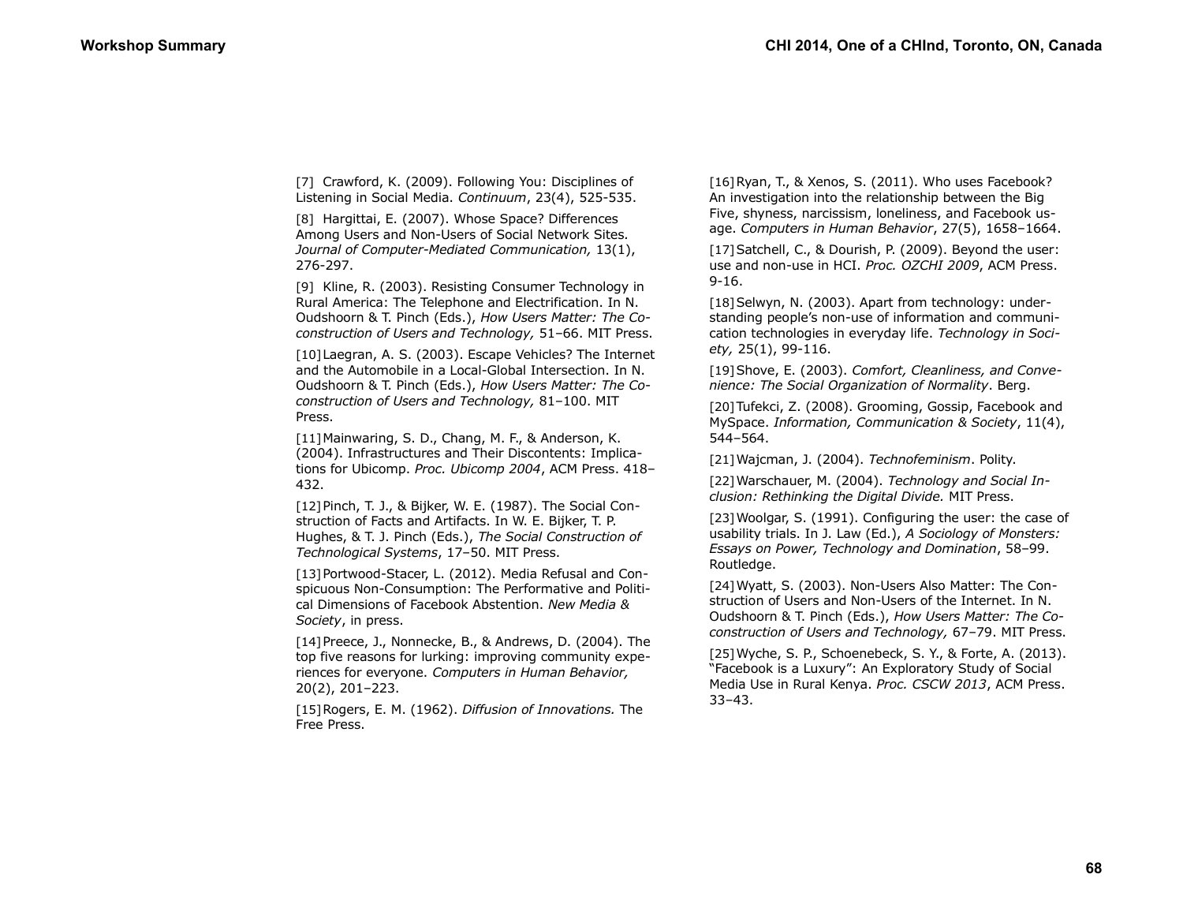[7] Crawford, K. (2009). Following You: Disciplines of Listening in Social Media. *Continuum*, 23(4), 525-535.

[8] Hargittai, E. (2007). Whose Space? Differences Among Users and Non-Users of Social Network Sites. *Journal of Computer-Mediated Communication,* 13(1), 276-297.

[9] Kline, R. (2003). Resisting Consumer Technology in Rural America: The Telephone and Electrification. In N. Oudshoorn & T. Pinch (Eds.), *How Users Matter: The Co-construction of Users and Technology,* 51–66. MIT Press.

[10] Laegran, A. S. (2003). Escape Vehicles? The Internet and the Automobile in a Local-Global Intersection. In N. Oudshoorn & T. Pinch (Eds.), *How Users Matter: The Co-construction of Users and Technology,* 81–100. MIT Press.

[11] Mainwaring, S. D., Chang, M. F., & Anderson, K. (2004). Infrastructures and Their Discontents: Implications for Ubicomp. *Proc. Ubicomp 2004*, ACM Press. 418–432.

[12] Pinch, T. J., & Bijker, W. E. (1987). The Social Construction of Facts and Artifacts. In W. E. Bijker, T. P. Hughes, & T. J. Pinch (Eds.), *The Social Construction of Technological Systems*, 17–50. MIT Press.

[13] Portwood-Stacer, L. (2012). Media Refusal and Conspicuous Non-Consumption: The Performative and Political Dimensions of Facebook Abstention. *New Media & Society*, in press.

[14] Preece, J., Nonnecke, B., & Andrews, D. (2004). The top five reasons for lurking: improving community experiences for everyone. *Computers in Human Behavior,* 20(2), 201–223.

[15] Rogers, E. M. (1962). *Diffusion of Innovations.* The Free Press.

[16] Ryan, T., & Xenos, S. (2011). Who uses Facebook? An investigation into the relationship between the Big Five, shyness, narcissism, loneliness, and Facebook usage. *Computers in Human Behavior*, 27(5), 1658–1664.

[17] Satchell, C., & Dourish, P. (2009). Beyond the user: use and non-use in HCI. *Proc. OZCHI 2009*, ACM Press. 9-16.

[18] Selwyn, N. (2003). Apart from technology: understanding people's non-use of information and communication technologies in everyday life. *Technology in Society,* 25(1), 99-116.

[19] Shove, E. (2003). *Comfort, Cleanliness, and Convenience: The Social Organization of Normality*. Berg.

[20] Tufekci, Z. (2008). Grooming, Gossip, Facebook and MySpace. *Information, Communication & Society*, 11(4), 544–564.

[21] Wajcman, J. (2004). *Technofeminism*. Polity.

[22] Warschauer, M. (2004). *Technology and Social Inclusion: Rethinking the Digital Divide.* MIT Press.

[23] Woolgar, S. (1991). Configuring the user: the case of usability trials. In J. Law (Ed.), *A Sociology of Monsters: Essays on Power, Technology and Domination*, 58–99. Routledge.

[24] Wyatt, S. (2003). Non-Users Also Matter: The Construction of Users and Non-Users of the Internet. In N. Oudshoorn & T. Pinch (Eds.), *How Users Matter: The Co-construction of Users and Technology,* 67–79. MIT Press.

[25] Wyche, S. P., Schoenebeck, S. Y., & Forte, A. (2013). "Facebook is a Luxury": An Exploratory Study of Social Media Use in Rural Kenya. *Proc. CSCW 2013*, ACM Press. 33–43.